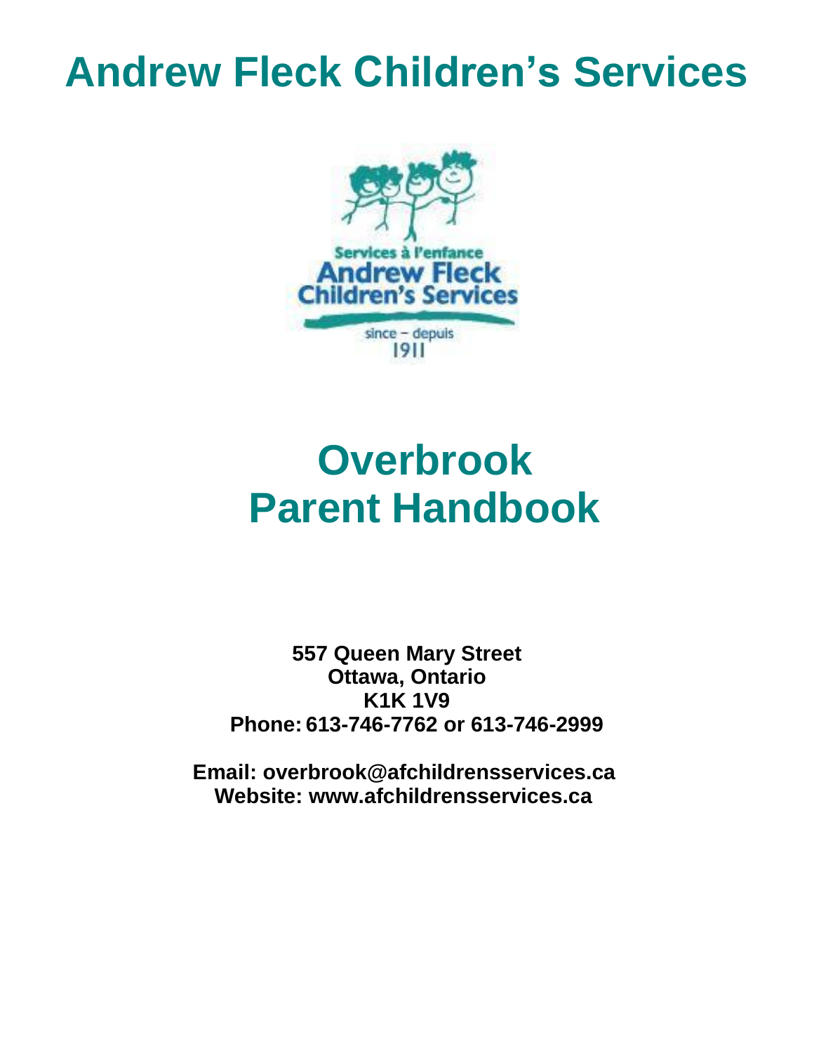# Andrew Fleck Children's Services

Services à l'enfance
Andrew Fleck
Children's Services
since – depuis
1911

# Overbrook
# Parent Handbook

**557 Queen Mary Street**
**Ottawa, Ontario**
**K1K 1V9**
**Phone: 613-746-7762 or 613-746-2999**

**Email: overbrook@afchildrensservices.ca**
**Website: www.afchildrensservices.ca**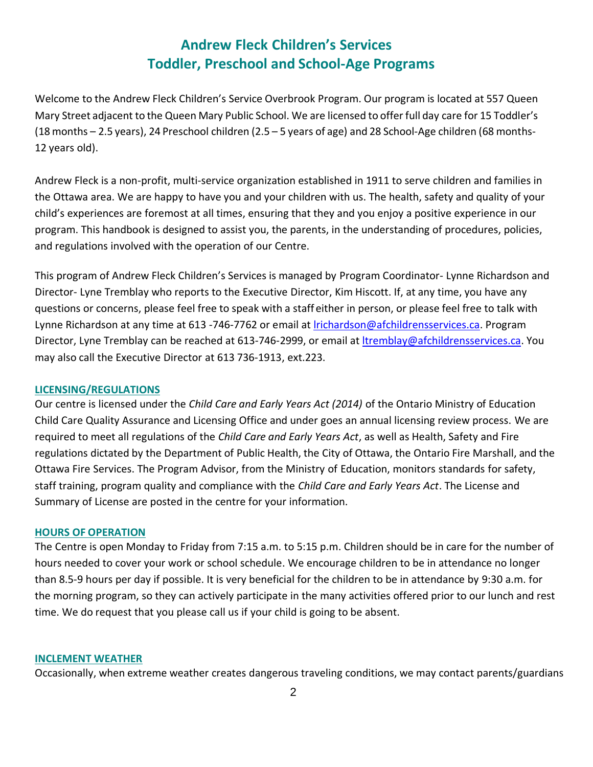# Andrew Fleck Children's Services
# Toddler, Preschool and School-Age Programs

Welcome to the Andrew Fleck Children's Service Overbrook Program. Our program is located at 557 Queen Mary Street adjacent to the Queen Mary Public School. We are licensed to offer full day care for 15 Toddler's (18 months – 2.5 years), 24 Preschool children (2.5 – 5 years of age) and 28 School-Age children (68 months-12 years old).

Andrew Fleck is a non-profit, multi-service organization established in 1911 to serve children and families in the Ottawa area. We are happy to have you and your children with us. The health, safety and quality of your child's experiences are foremost at all times, ensuring that they and you enjoy a positive experience in our program. This handbook is designed to assist you, the parents, in the understanding of procedures, policies, and regulations involved with the operation of our Centre.

This program of Andrew Fleck Children's Services is managed by Program Coordinator- Lynne Richardson and Director- Lyne Tremblay who reports to the Executive Director, Kim Hiscott. If, at any time, you have any questions or concerns, please feel free to speak with a staff either in person, or please feel free to talk with Lynne Richardson at any time at 613 -746-7762 or email at lrichardson@afchildrensservices.ca. Program Director, Lyne Tremblay can be reached at 613-746-2999, or email at ltremblay@afchildrensservices.ca. You may also call the Executive Director at 613 736-1913, ext.223.

## LICENSING/REGULATIONS

Our centre is licensed under the *Child Care and Early Years Act (2014)* of the Ontario Ministry of Education Child Care Quality Assurance and Licensing Office and under goes an annual licensing review process. We are required to meet all regulations of the *Child Care and Early Years Act*, as well as Health, Safety and Fire regulations dictated by the Department of Public Health, the City of Ottawa, the Ontario Fire Marshall, and the Ottawa Fire Services. The Program Advisor, from the Ministry of Education, monitors standards for safety, staff training, program quality and compliance with the *Child Care and Early Years Act*. The License and Summary of License are posted in the centre for your information.

## HOURS OF OPERATION

The Centre is open Monday to Friday from 7:15 a.m. to 5:15 p.m. Children should be in care for the number of hours needed to cover your work or school schedule. We encourage children to be in attendance no longer than 8.5-9 hours per day if possible. It is very beneficial for the children to be in attendance by 9:30 a.m. for the morning program, so they can actively participate in the many activities offered prior to our lunch and rest time. We do request that you please call us if your child is going to be absent.

## INCLEMENT WEATHER

Occasionally, when extreme weather creates dangerous traveling conditions, we may contact parents/guardians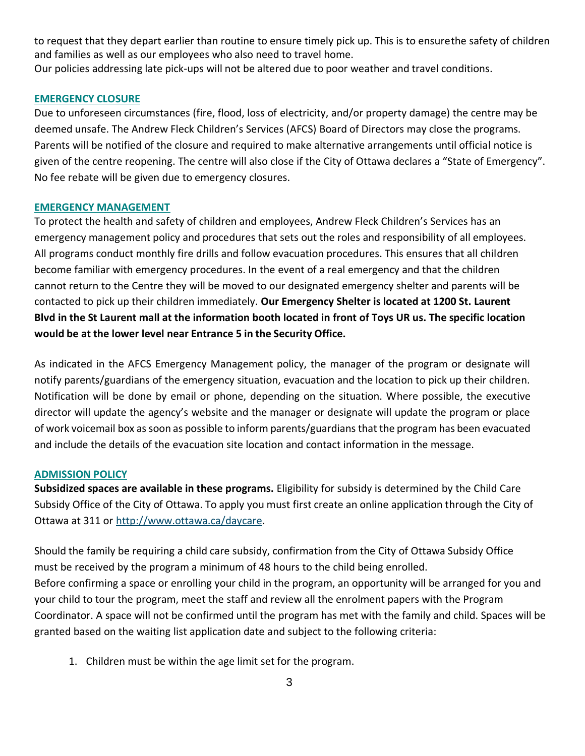to request that they depart earlier than routine to ensure timely pick up. This is to ensurethe safety of children and families as well as our employees who also need to travel home.
Our policies addressing late pick-ups will not be altered due to poor weather and travel conditions.

## EMERGENCY CLOSURE

Due to unforeseen circumstances (fire, flood, loss of electricity, and/or property damage) the centre may be deemed unsafe. The Andrew Fleck Children's Services (AFCS) Board of Directors may close the programs. Parents will be notified of the closure and required to make alternative arrangements until official notice is given of the centre reopening. The centre will also close if the City of Ottawa declares a "State of Emergency". No fee rebate will be given due to emergency closures.

## EMERGENCY MANAGEMENT

To protect the health and safety of children and employees, Andrew Fleck Children's Services has an emergency management policy and procedures that sets out the roles and responsibility of all employees. All programs conduct monthly fire drills and follow evacuation procedures. This ensures that all children become familiar with emergency procedures. In the event of a real emergency and that the children cannot return to the Centre they will be moved to our designated emergency shelter and parents will be contacted to pick up their children immediately. **Our Emergency Shelter is located at 1200 St. Laurent Blvd in the St Laurent mall at the information booth located in front of Toys UR us. The specific location would be at the lower level near Entrance 5 in the Security Office.**

As indicated in the AFCS Emergency Management policy, the manager of the program or designate will notify parents/guardians of the emergency situation, evacuation and the location to pick up their children. Notification will be done by email or phone, depending on the situation. Where possible, the executive director will update the agency's website and the manager or designate will update the program or place of work voicemail box as soon as possible to inform parents/guardians that the program has been evacuated and include the details of the evacuation site location and contact information in the message.

## ADMISSION POLICY

**Subsidized spaces are available in these programs.** Eligibility for subsidy is determined by the Child Care Subsidy Office of the City of Ottawa. To apply you must first create an online application through the City of Ottawa at 311 or [http://www.ottawa.ca/daycare](http://www.ottawa.ca/daycare).

Should the family be requiring a child care subsidy, confirmation from the City of Ottawa Subsidy Office must be received by the program a minimum of 48 hours to the child being enrolled.
Before confirming a space or enrolling your child in the program, an opportunity will be arranged for you and your child to tour the program, meet the staff and review all the enrolment papers with the Program Coordinator. A space will not be confirmed until the program has met with the family and child. Spaces will be granted based on the waiting list application date and subject to the following criteria:

1. Children must be within the age limit set for the program.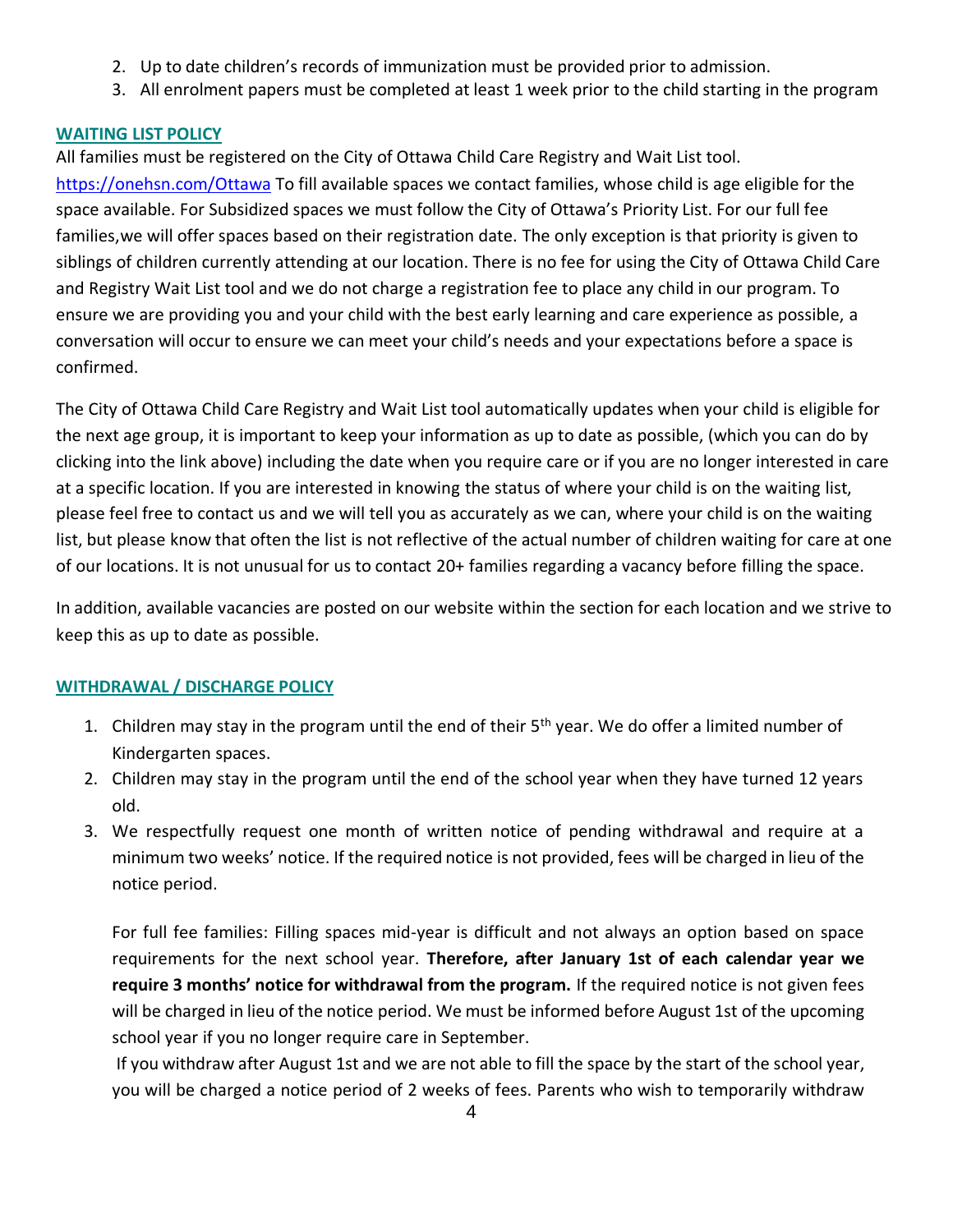2. Up to date children's records of immunization must be provided prior to admission.
3. All enrolment papers must be completed at least 1 week prior to the child starting in the program

## WAITING LIST POLICY

All families must be registered on the City of Ottawa Child Care Registry and Wait List tool. https://onehsn.com/Ottawa To fill available spaces we contact families, whose child is age eligible for the space available. For Subsidized spaces we must follow the City of Ottawa's Priority List. For our full fee families,we will offer spaces based on their registration date. The only exception is that priority is given to siblings of children currently attending at our location. There is no fee for using the City of Ottawa Child Care and Registry Wait List tool and we do not charge a registration fee to place any child in our program. To ensure we are providing you and your child with the best early learning and care experience as possible, a conversation will occur to ensure we can meet your child's needs and your expectations before a space is confirmed.

The City of Ottawa Child Care Registry and Wait List tool automatically updates when your child is eligible for the next age group, it is important to keep your information as up to date as possible, (which you can do by clicking into the link above) including the date when you require care or if you are no longer interested in care at a specific location. If you are interested in knowing the status of where your child is on the waiting list, please feel free to contact us and we will tell you as accurately as we can, where your child is on the waiting list, but please know that often the list is not reflective of the actual number of children waiting for care at one of our locations. It is not unusual for us to contact 20+ families regarding a vacancy before filling the space.

In addition, available vacancies are posted on our website within the section for each location and we strive to keep this as up to date as possible.

## WITHDRAWAL / DISCHARGE POLICY

1. Children may stay in the program until the end of their 5th year. We do offer a limited number of Kindergarten spaces.
2. Children may stay in the program until the end of the school year when they have turned 12 years old.
3. We respectfully request one month of written notice of pending withdrawal and require at a minimum two weeks' notice. If the required notice is not provided, fees will be charged in lieu of the notice period.

   For full fee families: Filling spaces mid-year is difficult and not always an option based on space requirements for the next school year. **Therefore, after January 1st of each calendar year we require 3 months' notice for withdrawal from the program.** If the required notice is not given fees will be charged in lieu of the notice period. We must be informed before August 1st of the upcoming school year if you no longer require care in September.

   If you withdraw after August 1st and we are not able to fill the space by the start of the school year, you will be charged a notice period of 2 weeks of fees. Parents who wish to temporarily withdraw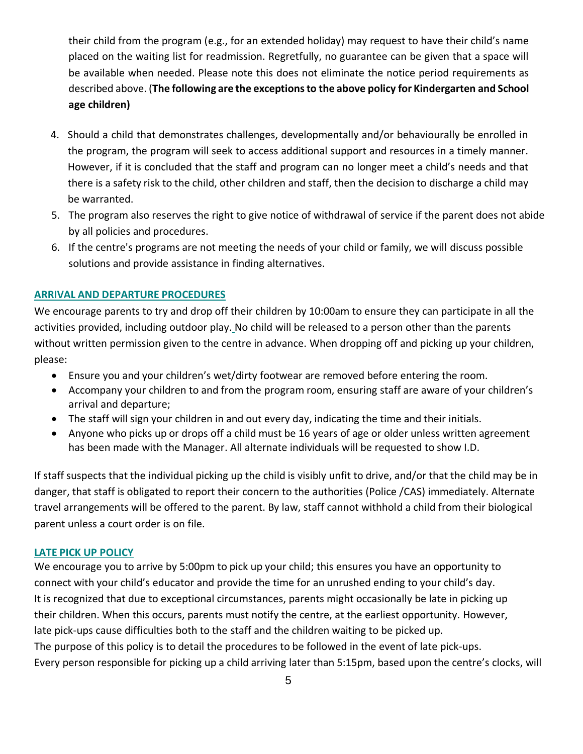their child from the program (e.g., for an extended holiday) may request to have their child's name placed on the waiting list for readmission. Regretfully, no guarantee can be given that a space will be available when needed. Please note this does not eliminate the notice period requirements as described above. (**The following are the exceptions to the above policy for Kindergarten and School age children)**

4. Should a child that demonstrates challenges, developmentally and/or behaviourally be enrolled in the program, the program will seek to access additional support and resources in a timely manner. However, if it is concluded that the staff and program can no longer meet a child's needs and that there is a safety risk to the child, other children and staff, then the decision to discharge a child may be warranted.
5. The program also reserves the right to give notice of withdrawal of service if the parent does not abide by all policies and procedures.
6. If the centre's programs are not meeting the needs of your child or family, we will discuss possible solutions and provide assistance in finding alternatives.

## ARRIVAL AND DEPARTURE PROCEDURES

We encourage parents to try and drop off their children by 10:00am to ensure they can participate in all the activities provided, including outdoor play. No child will be released to a person other than the parents without written permission given to the centre in advance. When dropping off and picking up your children, please:

- Ensure you and your children's wet/dirty footwear are removed before entering the room.
- Accompany your children to and from the program room, ensuring staff are aware of your children's arrival and departure;
- The staff will sign your children in and out every day, indicating the time and their initials.
- Anyone who picks up or drops off a child must be 16 years of age or older unless written agreement has been made with the Manager. All alternate individuals will be requested to show I.D.

If staff suspects that the individual picking up the child is visibly unfit to drive, and/or that the child may be in danger, that staff is obligated to report their concern to the authorities (Police /CAS) immediately. Alternate travel arrangements will be offered to the parent. By law, staff cannot withhold a child from their biological parent unless a court order is on file.

## LATE PICK UP POLICY

We encourage you to arrive by 5:00pm to pick up your child; this ensures you have an opportunity to connect with your child's educator and provide the time for an unrushed ending to your child's day. It is recognized that due to exceptional circumstances, parents might occasionally be late in picking up their children. When this occurs, parents must notify the centre, at the earliest opportunity. However, late pick-ups cause difficulties both to the staff and the children waiting to be picked up. The purpose of this policy is to detail the procedures to be followed in the event of late pick-ups. Every person responsible for picking up a child arriving later than 5:15pm, based upon the centre's clocks, will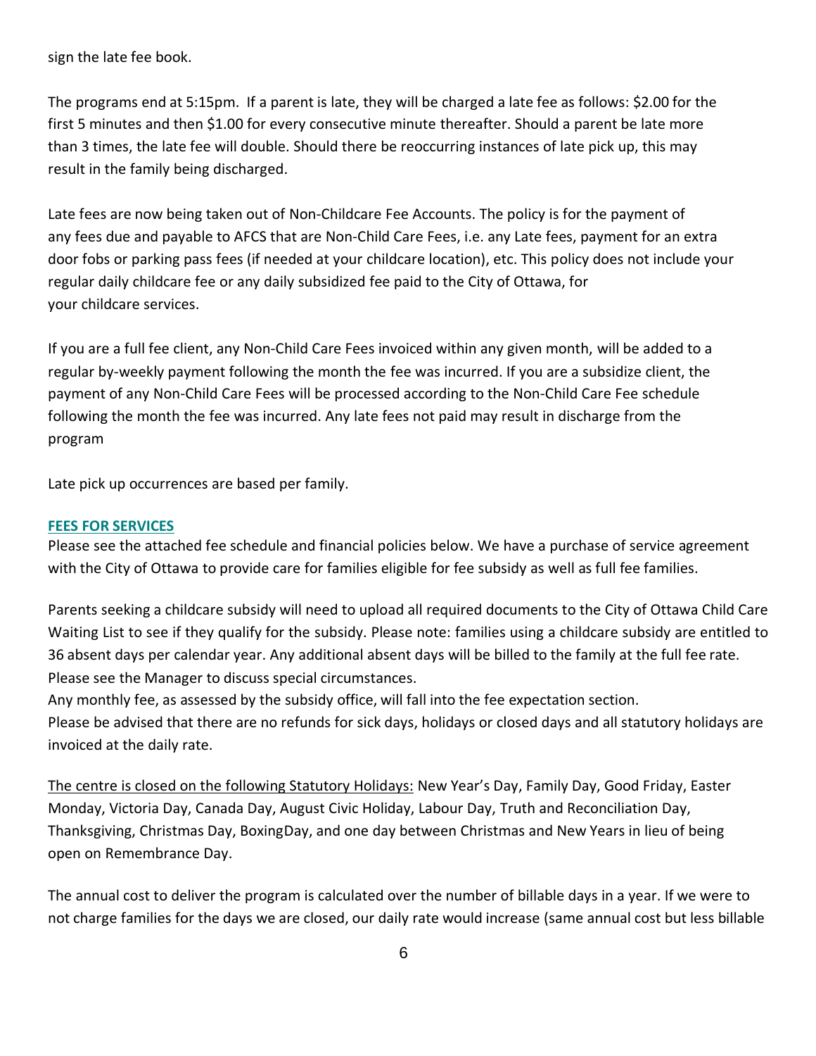sign the late fee book.

The programs end at 5:15pm. If a parent is late, they will be charged a late fee as follows: $2.00 for the first 5 minutes and then $1.00 for every consecutive minute thereafter. Should a parent be late more than 3 times, the late fee will double. Should there be reoccurring instances of late pick up, this may result in the family being discharged.

Late fees are now being taken out of Non-Childcare Fee Accounts. The policy is for the payment of any fees due and payable to AFCS that are Non-Child Care Fees, i.e. any Late fees, payment for an extra door fobs or parking pass fees (if needed at your childcare location), etc. This policy does not include your regular daily childcare fee or any daily subsidized fee paid to the City of Ottawa, for your childcare services.

If you are a full fee client, any Non-Child Care Fees invoiced within any given month, will be added to a regular by-weekly payment following the month the fee was incurred. If you are a subsidize client, the payment of any Non-Child Care Fees will be processed according to the Non-Child Care Fee schedule following the month the fee was incurred. Any late fees not paid may result in discharge from the program

Late pick up occurrences are based per family.

## FEES FOR SERVICES

Please see the attached fee schedule and financial policies below. We have a purchase of service agreement with the City of Ottawa to provide care for families eligible for fee subsidy as well as full fee families.

Parents seeking a childcare subsidy will need to upload all required documents to the City of Ottawa Child Care Waiting List to see if they qualify for the subsidy. Please note: families using a childcare subsidy are entitled to 36 absent days per calendar year. Any additional absent days will be billed to the family at the full fee rate. Please see the Manager to discuss special circumstances.
Any monthly fee, as assessed by the subsidy office, will fall into the fee expectation section.
Please be advised that there are no refunds for sick days, holidays or closed days and all statutory holidays are invoiced at the daily rate.

<u>The centre is closed on the following Statutory Holidays:</u> New Year's Day, Family Day, Good Friday, Easter Monday, Victoria Day, Canada Day, August Civic Holiday, Labour Day, Truth and Reconciliation Day, Thanksgiving, Christmas Day, BoxingDay, and one day between Christmas and New Years in lieu of being open on Remembrance Day.

The annual cost to deliver the program is calculated over the number of billable days in a year. If we were to not charge families for the days we are closed, our daily rate would increase (same annual cost but less billable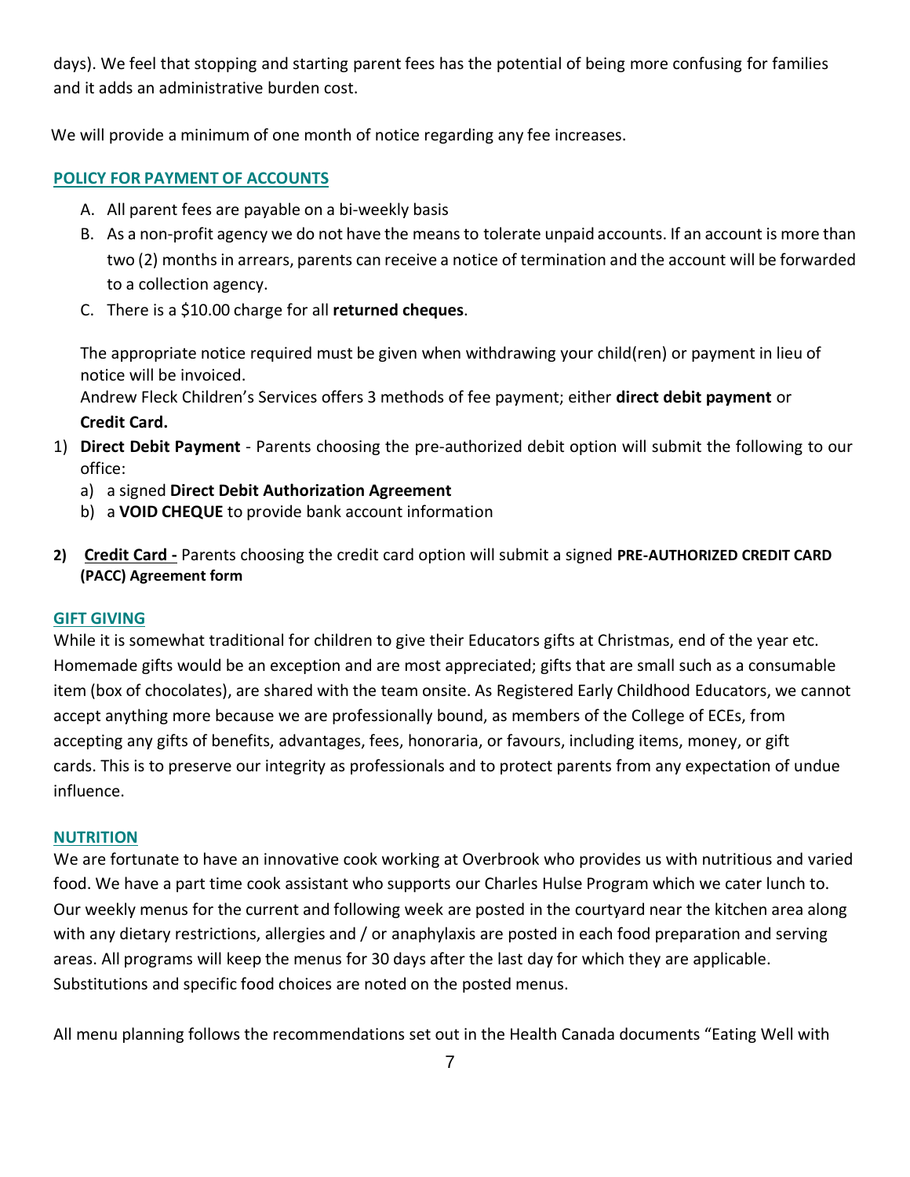days). We feel that stopping and starting parent fees has the potential of being more confusing for families and it adds an administrative burden cost.

We will provide a minimum of one month of notice regarding any fee increases.

## POLICY FOR PAYMENT OF ACCOUNTS

A. All parent fees are payable on a bi-weekly basis
B. As a non-profit agency we do not have the means to tolerate unpaid accounts. If an account is more than two (2) months in arrears, parents can receive a notice of termination and the account will be forwarded to a collection agency.
C. There is a $10.00 charge for all **returned cheques**.

The appropriate notice required must be given when withdrawing your child(ren) or payment in lieu of notice will be invoiced.
Andrew Fleck Children's Services offers 3 methods of fee payment; either **direct debit payment** or **Credit Card.**

1) **Direct Debit Payment** - Parents choosing the pre-authorized debit option will submit the following to our office:
   a) a signed **Direct Debit Authorization Agreement**
   b) a **VOID CHEQUE** to provide bank account information

2) **Credit Card -** Parents choosing the credit card option will submit a signed **PRE-AUTHORIZED CREDIT CARD (PACC) Agreement form**

## GIFT GIVING

While it is somewhat traditional for children to give their Educators gifts at Christmas, end of the year etc. Homemade gifts would be an exception and are most appreciated; gifts that are small such as a consumable item (box of chocolates), are shared with the team onsite. As Registered Early Childhood Educators, we cannot accept anything more because we are professionally bound, as members of the College of ECEs, from accepting any gifts of benefits, advantages, fees, honoraria, or favours, including items, money, or gift cards. This is to preserve our integrity as professionals and to protect parents from any expectation of undue influence.

## NUTRITION

We are fortunate to have an innovative cook working at Overbrook who provides us with nutritious and varied food. We have a part time cook assistant who supports our Charles Hulse Program which we cater lunch to. Our weekly menus for the current and following week are posted in the courtyard near the kitchen area along with any dietary restrictions, allergies and / or anaphylaxis are posted in each food preparation and serving areas. All programs will keep the menus for 30 days after the last day for which they are applicable. Substitutions and specific food choices are noted on the posted menus.

All menu planning follows the recommendations set out in the Health Canada documents "Eating Well with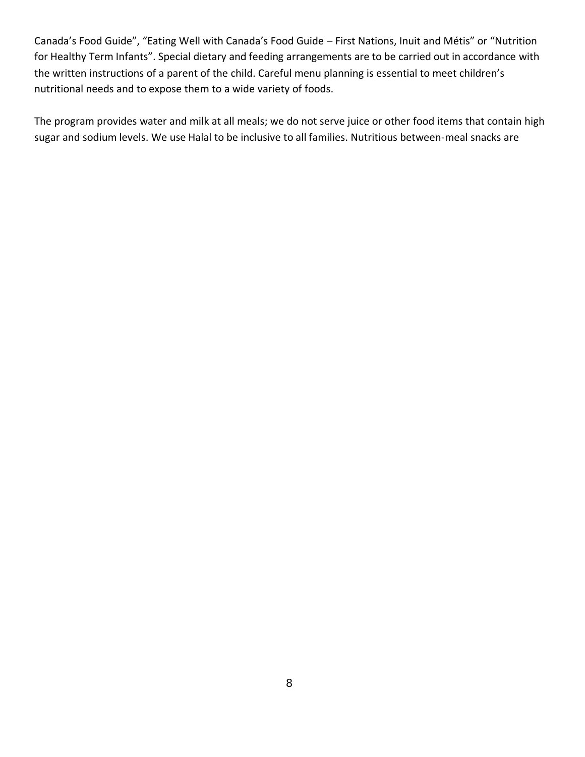Canada's Food Guide", "Eating Well with Canada's Food Guide – First Nations, Inuit and Métis" or "Nutrition for Healthy Term Infants". Special dietary and feeding arrangements are to be carried out in accordance with the written instructions of a parent of the child. Careful menu planning is essential to meet children's nutritional needs and to expose them to a wide variety of foods.

The program provides water and milk at all meals; we do not serve juice or other food items that contain high sugar and sodium levels. We use Halal to be inclusive to all families. Nutritious between-meal snacks are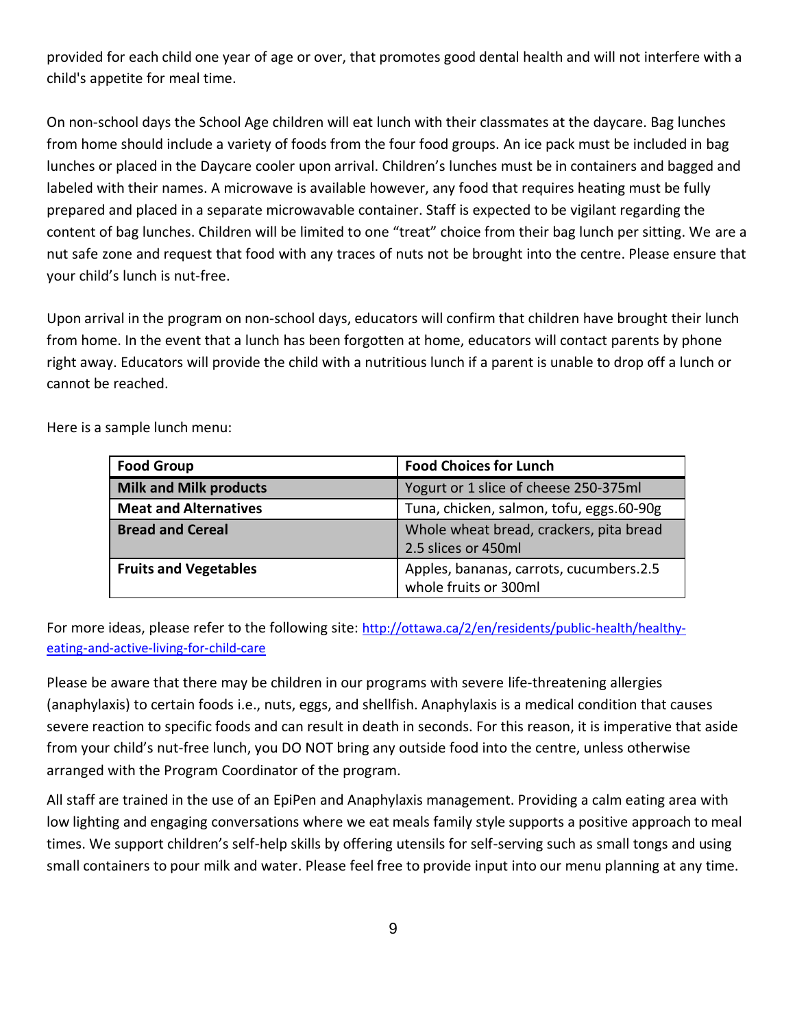provided for each child one year of age or over, that promotes good dental health and will not interfere with a child's appetite for meal time.

On non-school days the School Age children will eat lunch with their classmates at the daycare. Bag lunches from home should include a variety of foods from the four food groups. An ice pack must be included in bag lunches or placed in the Daycare cooler upon arrival. Children's lunches must be in containers and bagged and labeled with their names. A microwave is available however, any food that requires heating must be fully prepared and placed in a separate microwavable container. Staff is expected to be vigilant regarding the content of bag lunches. Children will be limited to one "treat" choice from their bag lunch per sitting. We are a nut safe zone and request that food with any traces of nuts not be brought into the centre. Please ensure that your child's lunch is nut-free.

Upon arrival in the program on non-school days, educators will confirm that children have brought their lunch from home. In the event that a lunch has been forgotten at home, educators will contact parents by phone right away. Educators will provide the child with a nutritious lunch if a parent is unable to drop off a lunch or cannot be reached.

Here is a sample lunch menu:

| Food Group | Food Choices for Lunch |
|---|---|
| **Milk and Milk products** | Yogurt or 1 slice of cheese 250-375ml |
| **Meat and Alternatives** | Tuna, chicken, salmon, tofu, eggs.60-90g |
| **Bread and Cereal** | Whole wheat bread, crackers, pita bread 2.5 slices or 450ml |
| **Fruits and Vegetables** | Apples, bananas, carrots, cucumbers.2.5 whole fruits or 300ml |

For more ideas, please refer to the following site: http://ottawa.ca/2/en/residents/public-health/healthy-eating-and-active-living-for-child-care

Please be aware that there may be children in our programs with severe life-threatening allergies (anaphylaxis) to certain foods i.e., nuts, eggs, and shellfish. Anaphylaxis is a medical condition that causes severe reaction to specific foods and can result in death in seconds. For this reason, it is imperative that aside from your child's nut-free lunch, you DO NOT bring any outside food into the centre, unless otherwise arranged with the Program Coordinator of the program.

All staff are trained in the use of an EpiPen and Anaphylaxis management. Providing a calm eating area with low lighting and engaging conversations where we eat meals family style supports a positive approach to meal times. We support children's self-help skills by offering utensils for self-serving such as small tongs and using small containers to pour milk and water. Please feel free to provide input into our menu planning at any time.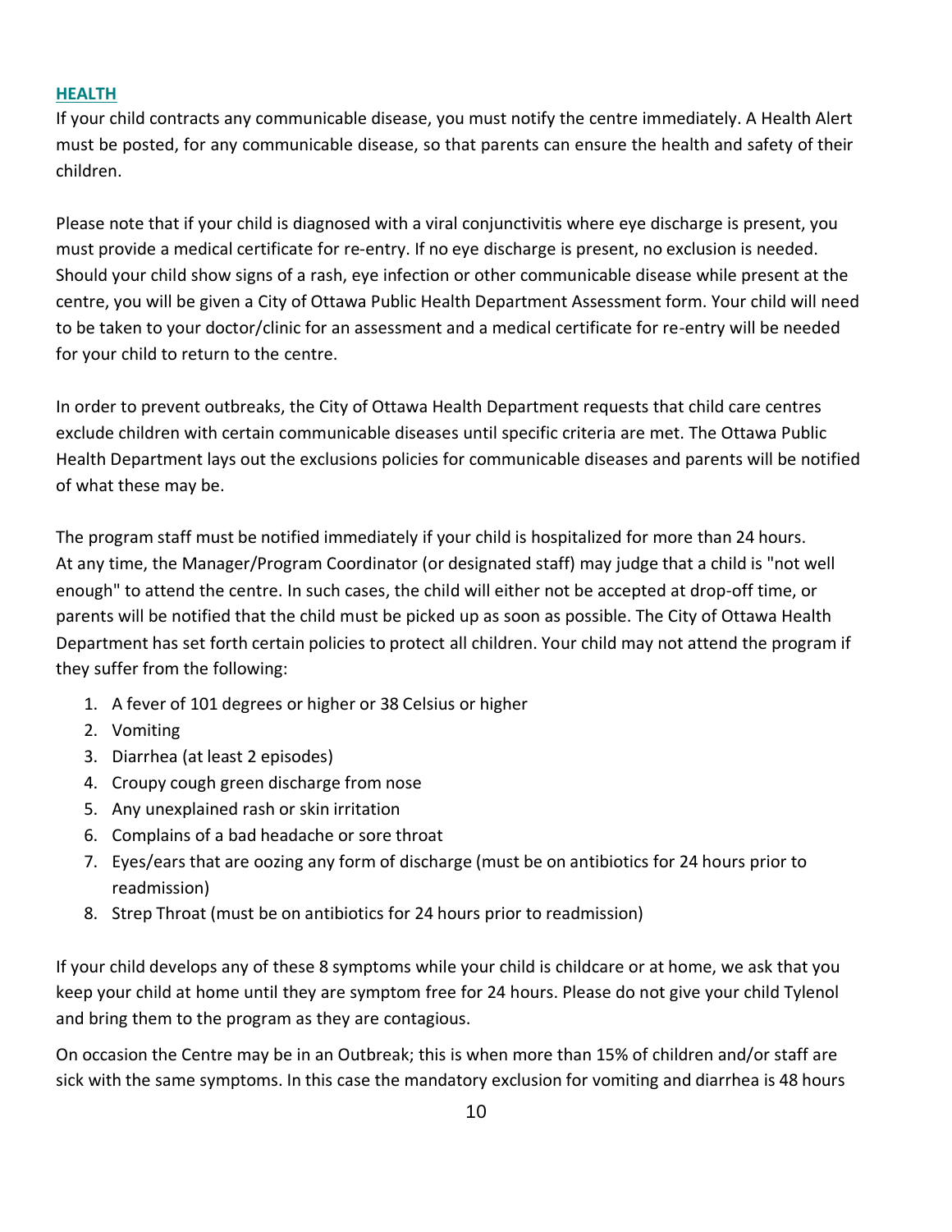## HEALTH

If your child contracts any communicable disease, you must notify the centre immediately. A Health Alert must be posted, for any communicable disease, so that parents can ensure the health and safety of their children.

Please note that if your child is diagnosed with a viral conjunctivitis where eye discharge is present, you must provide a medical certificate for re-entry. If no eye discharge is present, no exclusion is needed. Should your child show signs of a rash, eye infection or other communicable disease while present at the centre, you will be given a City of Ottawa Public Health Department Assessment form. Your child will need to be taken to your doctor/clinic for an assessment and a medical certificate for re-entry will be needed for your child to return to the centre.

In order to prevent outbreaks, the City of Ottawa Health Department requests that child care centres exclude children with certain communicable diseases until specific criteria are met. The Ottawa Public Health Department lays out the exclusions policies for communicable diseases and parents will be notified of what these may be.

The program staff must be notified immediately if your child is hospitalized for more than 24 hours. At any time, the Manager/Program Coordinator (or designated staff) may judge that a child is "not well enough" to attend the centre. In such cases, the child will either not be accepted at drop-off time, or parents will be notified that the child must be picked up as soon as possible. The City of Ottawa Health Department has set forth certain policies to protect all children. Your child may not attend the program if they suffer from the following:

1. A fever of 101 degrees or higher or 38 Celsius or higher
2. Vomiting
3. Diarrhea (at least 2 episodes)
4. Croupy cough green discharge from nose
5. Any unexplained rash or skin irritation
6. Complains of a bad headache or sore throat
7. Eyes/ears that are oozing any form of discharge (must be on antibiotics for 24 hours prior to readmission)
8. Strep Throat (must be on antibiotics for 24 hours prior to readmission)

If your child develops any of these 8 symptoms while your child is childcare or at home, we ask that you keep your child at home until they are symptom free for 24 hours. Please do not give your child Tylenol and bring them to the program as they are contagious.

On occasion the Centre may be in an Outbreak; this is when more than 15% of children and/or staff are sick with the same symptoms. In this case the mandatory exclusion for vomiting and diarrhea is 48 hours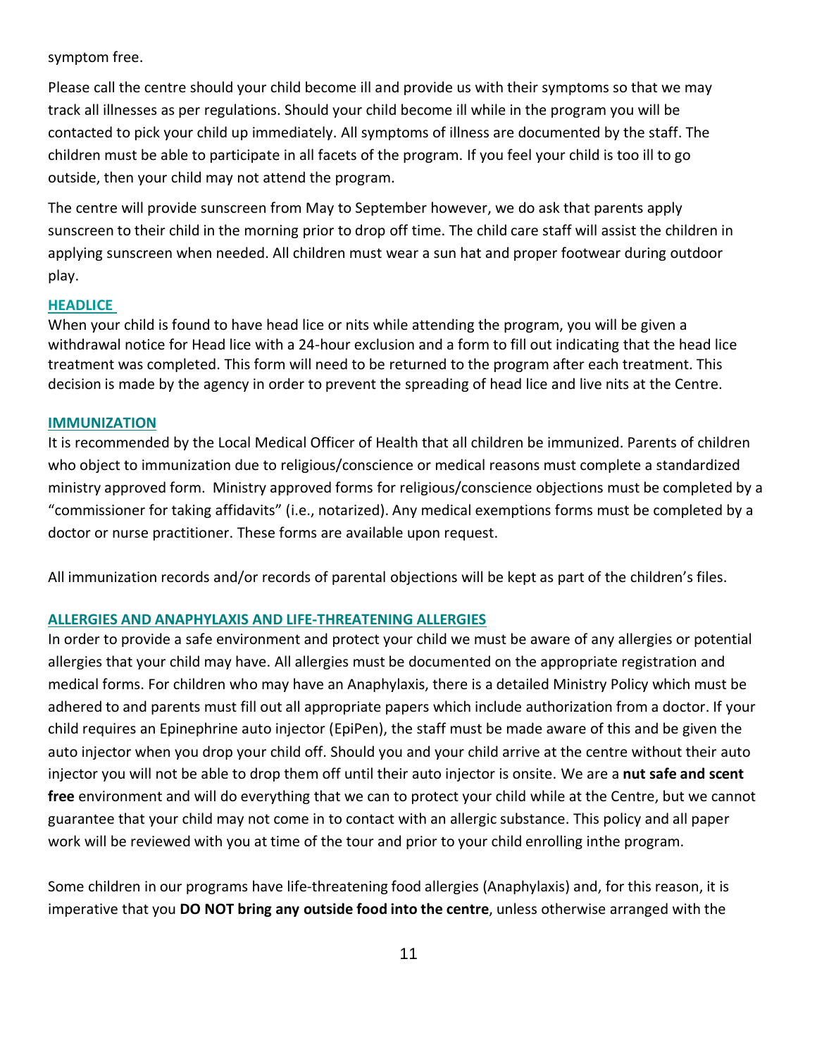symptom free.

Please call the centre should your child become ill and provide us with their symptoms so that we may track all illnesses as per regulations. Should your child become ill while in the program you will be contacted to pick your child up immediately. All symptoms of illness are documented by the staff. The children must be able to participate in all facets of the program. If you feel your child is too ill to go outside, then your child may not attend the program.

The centre will provide sunscreen from May to September however, we do ask that parents apply sunscreen to their child in the morning prior to drop off time. The child care staff will assist the children in applying sunscreen when needed. All children must wear a sun hat and proper footwear during outdoor play.

## HEADLICE

When your child is found to have head lice or nits while attending the program, you will be given a withdrawal notice for Head lice with a 24-hour exclusion and a form to fill out indicating that the head lice treatment was completed. This form will need to be returned to the program after each treatment. This decision is made by the agency in order to prevent the spreading of head lice and live nits at the Centre.

## IMMUNIZATION

It is recommended by the Local Medical Officer of Health that all children be immunized. Parents of children who object to immunization due to religious/conscience or medical reasons must complete a standardized ministry approved form. Ministry approved forms for religious/conscience objections must be completed by a "commissioner for taking affidavits" (i.e., notarized). Any medical exemptions forms must be completed by a doctor or nurse practitioner. These forms are available upon request.

All immunization records and/or records of parental objections will be kept as part of the children's files.

## ALLERGIES AND ANAPHYLAXIS AND LIFE-THREATENING ALLERGIES

In order to provide a safe environment and protect your child we must be aware of any allergies or potential allergies that your child may have. All allergies must be documented on the appropriate registration and medical forms. For children who may have an Anaphylaxis, there is a detailed Ministry Policy which must be adhered to and parents must fill out all appropriate papers which include authorization from a doctor. If your child requires an Epinephrine auto injector (EpiPen), the staff must be made aware of this and be given the auto injector when you drop your child off. Should you and your child arrive at the centre without their auto injector you will not be able to drop them off until their auto injector is onsite. We are a **nut safe and scent free** environment and will do everything that we can to protect your child while at the Centre, but we cannot guarantee that your child may not come in to contact with an allergic substance. This policy and all paper work will be reviewed with you at time of the tour and prior to your child enrolling inthe program.

Some children in our programs have life-threatening food allergies (Anaphylaxis) and, for this reason, it is imperative that you **DO NOT bring any outside food into the centre**, unless otherwise arranged with the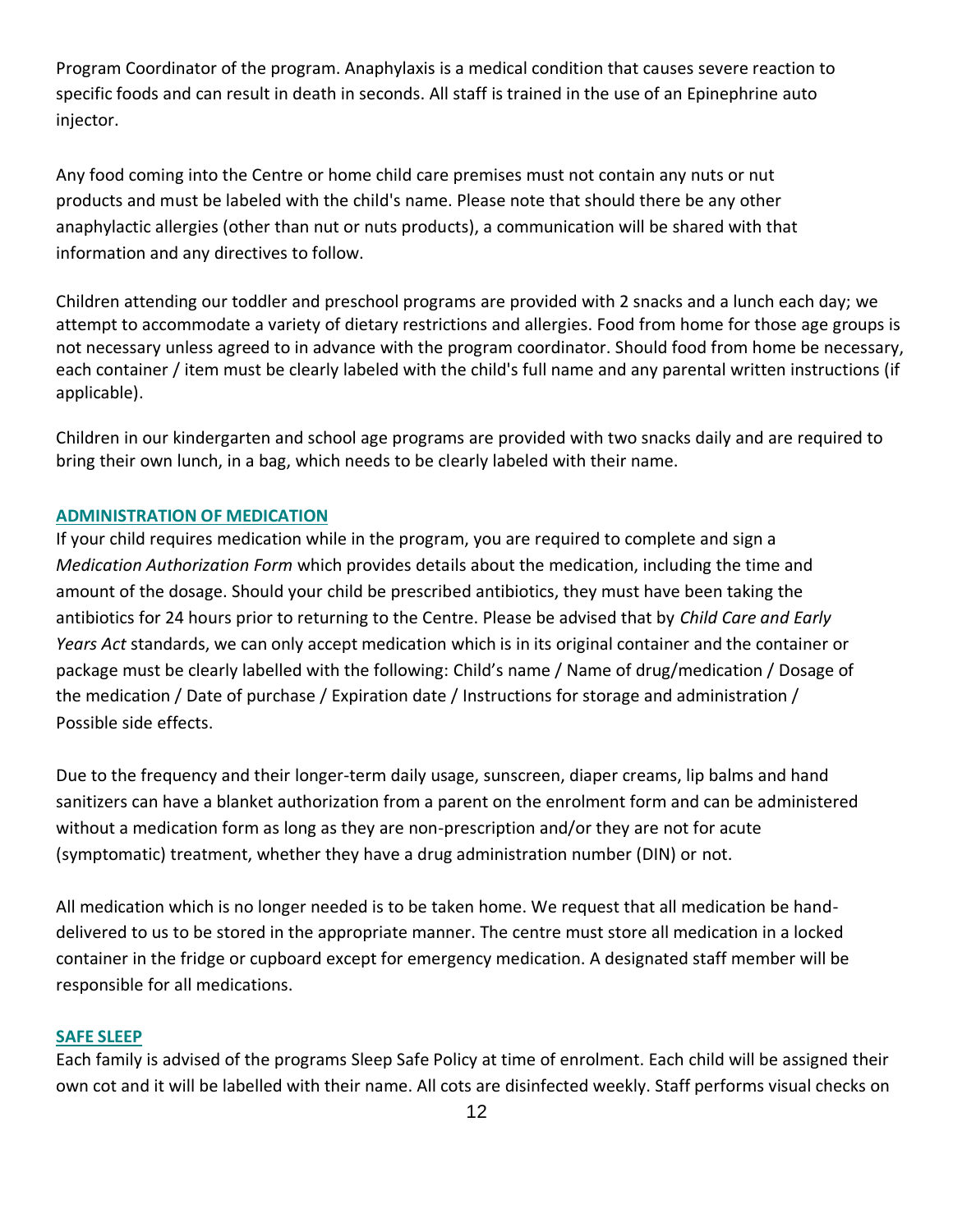Program Coordinator of the program. Anaphylaxis is a medical condition that causes severe reaction to specific foods and can result in death in seconds. All staff is trained in the use of an Epinephrine auto injector.

Any food coming into the Centre or home child care premises must not contain any nuts or nut products and must be labeled with the child's name. Please note that should there be any other anaphylactic allergies (other than nut or nuts products), a communication will be shared with that information and any directives to follow.

Children attending our toddler and preschool programs are provided with 2 snacks and a lunch each day; we attempt to accommodate a variety of dietary restrictions and allergies. Food from home for those age groups is not necessary unless agreed to in advance with the program coordinator. Should food from home be necessary, each container / item must be clearly labeled with the child's full name and any parental written instructions (if applicable).

Children in our kindergarten and school age programs are provided with two snacks daily and are required to bring their own lunch, in a bag, which needs to be clearly labeled with their name.

## ADMINISTRATION OF MEDICATION

If your child requires medication while in the program, you are required to complete and sign a *Medication Authorization Form* which provides details about the medication, including the time and amount of the dosage. Should your child be prescribed antibiotics, they must have been taking the antibiotics for 24 hours prior to returning to the Centre. Please be advised that by *Child Care and Early Years Act* standards, we can only accept medication which is in its original container and the container or package must be clearly labelled with the following: Child's name / Name of drug/medication / Dosage of the medication / Date of purchase / Expiration date / Instructions for storage and administration / Possible side effects.

Due to the frequency and their longer-term daily usage, sunscreen, diaper creams, lip balms and hand sanitizers can have a blanket authorization from a parent on the enrolment form and can be administered without a medication form as long as they are non-prescription and/or they are not for acute (symptomatic) treatment, whether they have a drug administration number (DIN) or not.

All medication which is no longer needed is to be taken home. We request that all medication be hand-delivered to us to be stored in the appropriate manner. The centre must store all medication in a locked container in the fridge or cupboard except for emergency medication. A designated staff member will be responsible for all medications.

## SAFE SLEEP

Each family is advised of the programs Sleep Safe Policy at time of enrolment. Each child will be assigned their own cot and it will be labelled with their name. All cots are disinfected weekly. Staff performs visual checks on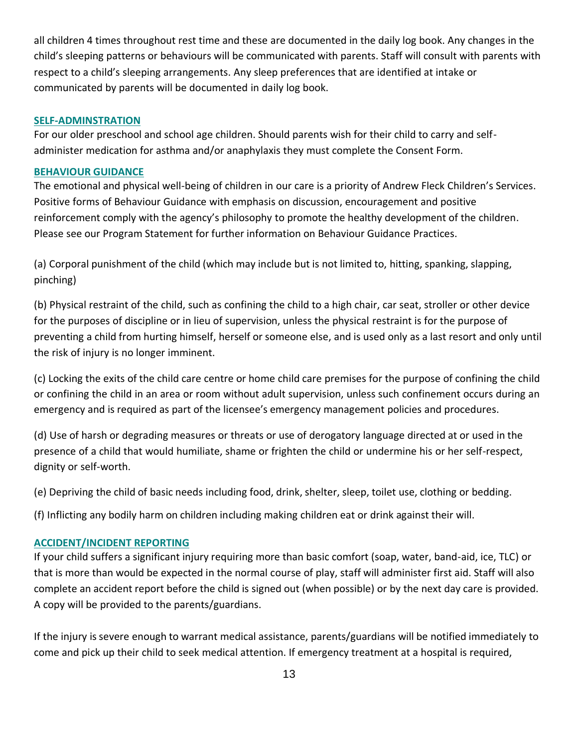all children 4 times throughout rest time and these are documented in the daily log book. Any changes in the child's sleeping patterns or behaviours will be communicated with parents. Staff will consult with parents with respect to a child's sleeping arrangements. Any sleep preferences that are identified at intake or communicated by parents will be documented in daily log book.

## SELF-ADMINSTRATION

For our older preschool and school age children. Should parents wish for their child to carry and self-administer medication for asthma and/or anaphylaxis they must complete the Consent Form.

## BEHAVIOUR GUIDANCE

The emotional and physical well-being of children in our care is a priority of Andrew Fleck Children's Services. Positive forms of Behaviour Guidance with emphasis on discussion, encouragement and positive reinforcement comply with the agency's philosophy to promote the healthy development of the children. Please see our Program Statement for further information on Behaviour Guidance Practices.

(a) Corporal punishment of the child (which may include but is not limited to, hitting, spanking, slapping, pinching)

(b) Physical restraint of the child, such as confining the child to a high chair, car seat, stroller or other device for the purposes of discipline or in lieu of supervision, unless the physical restraint is for the purpose of preventing a child from hurting himself, herself or someone else, and is used only as a last resort and only until the risk of injury is no longer imminent.

(c) Locking the exits of the child care centre or home child care premises for the purpose of confining the child or confining the child in an area or room without adult supervision, unless such confinement occurs during an emergency and is required as part of the licensee's emergency management policies and procedures.

(d) Use of harsh or degrading measures or threats or use of derogatory language directed at or used in the presence of a child that would humiliate, shame or frighten the child or undermine his or her self-respect, dignity or self-worth.

(e) Depriving the child of basic needs including food, drink, shelter, sleep, toilet use, clothing or bedding.

(f) Inflicting any bodily harm on children including making children eat or drink against their will.

## ACCIDENT/INCIDENT REPORTING

If your child suffers a significant injury requiring more than basic comfort (soap, water, band-aid, ice, TLC) or that is more than would be expected in the normal course of play, staff will administer first aid. Staff will also complete an accident report before the child is signed out (when possible) or by the next day care is provided. A copy will be provided to the parents/guardians.

If the injury is severe enough to warrant medical assistance, parents/guardians will be notified immediately to come and pick up their child to seek medical attention. If emergency treatment at a hospital is required,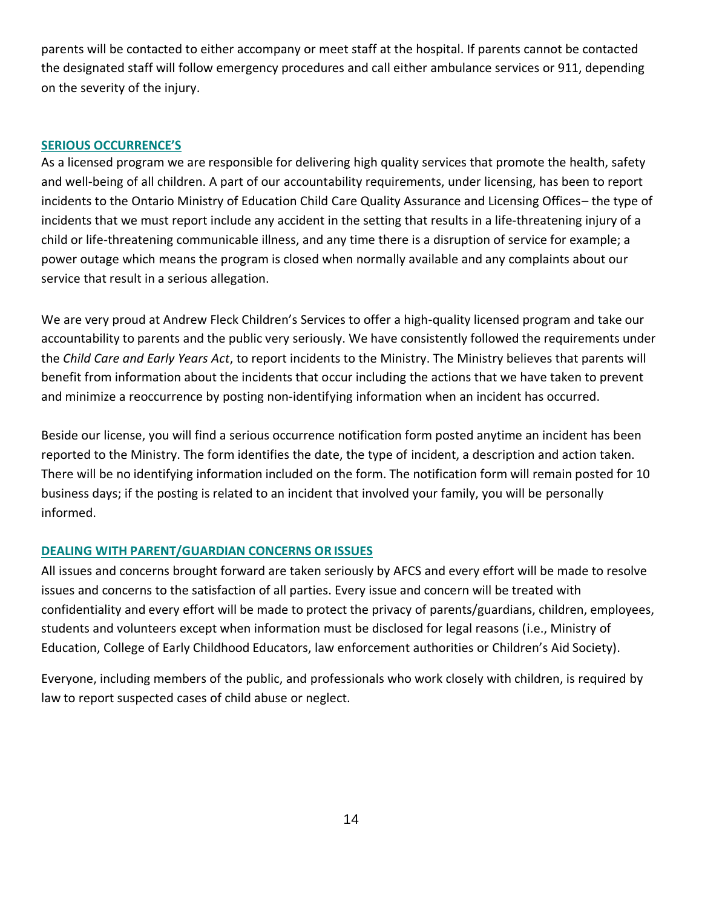parents will be contacted to either accompany or meet staff at the hospital. If parents cannot be contacted the designated staff will follow emergency procedures and call either ambulance services or 911, depending on the severity of the injury.

## SERIOUS OCCURRENCE'S

As a licensed program we are responsible for delivering high quality services that promote the health, safety and well-being of all children. A part of our accountability requirements, under licensing, has been to report incidents to the Ontario Ministry of Education Child Care Quality Assurance and Licensing Offices– the type of incidents that we must report include any accident in the setting that results in a life-threatening injury of a child or life-threatening communicable illness, and any time there is a disruption of service for example; a power outage which means the program is closed when normally available and any complaints about our service that result in a serious allegation.

We are very proud at Andrew Fleck Children's Services to offer a high-quality licensed program and take our accountability to parents and the public very seriously. We have consistently followed the requirements under the *Child Care and Early Years Act*, to report incidents to the Ministry. The Ministry believes that parents will benefit from information about the incidents that occur including the actions that we have taken to prevent and minimize a reoccurrence by posting non-identifying information when an incident has occurred.

Beside our license, you will find a serious occurrence notification form posted anytime an incident has been reported to the Ministry. The form identifies the date, the type of incident, a description and action taken. There will be no identifying information included on the form. The notification form will remain posted for 10 business days; if the posting is related to an incident that involved your family, you will be personally informed.

## DEALING WITH PARENT/GUARDIAN CONCERNS OR ISSUES

All issues and concerns brought forward are taken seriously by AFCS and every effort will be made to resolve issues and concerns to the satisfaction of all parties. Every issue and concern will be treated with confidentiality and every effort will be made to protect the privacy of parents/guardians, children, employees, students and volunteers except when information must be disclosed for legal reasons (i.e., Ministry of Education, College of Early Childhood Educators, law enforcement authorities or Children's Aid Society).

Everyone, including members of the public, and professionals who work closely with children, is required by law to report suspected cases of child abuse or neglect.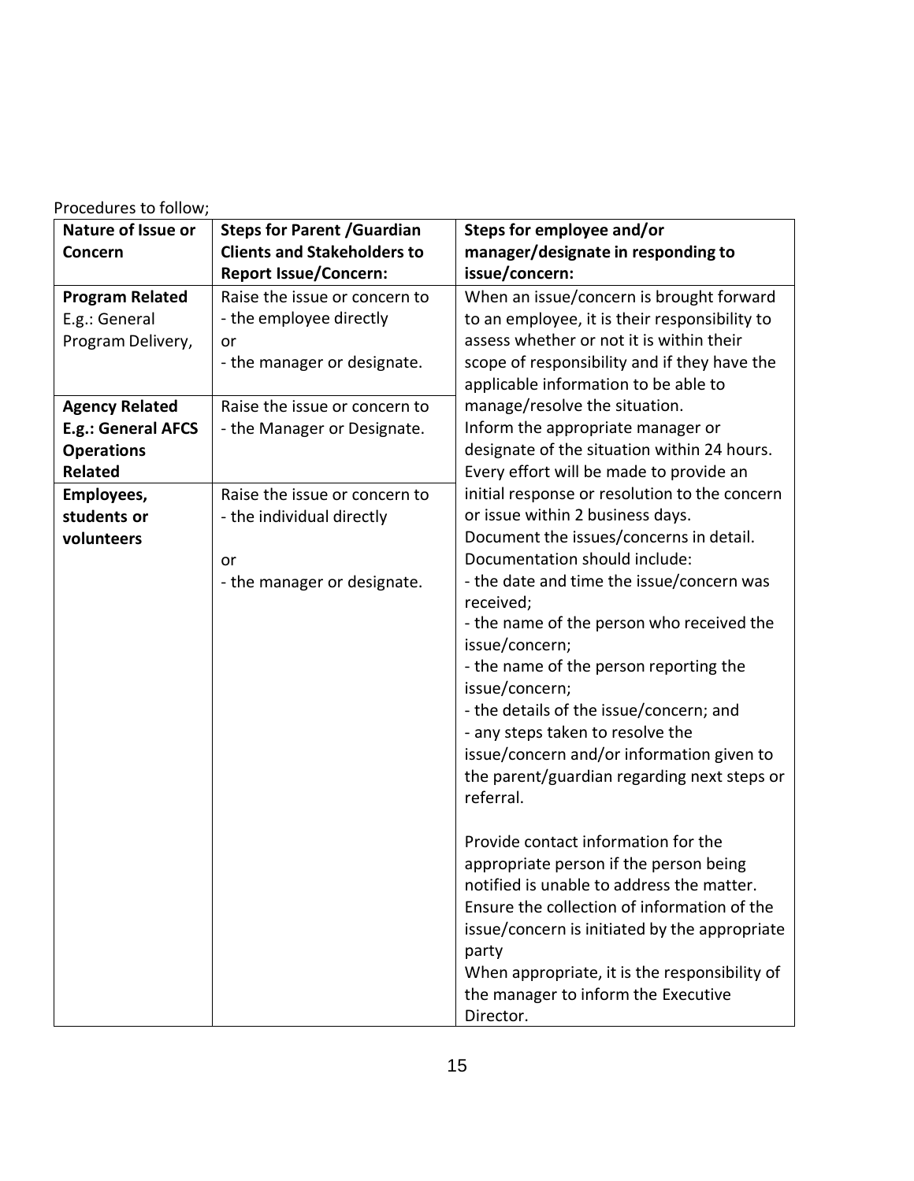Procedures to follow;

| Nature of Issue or Concern | Steps for Parent /Guardian Clients and Stakeholders to Report Issue/Concern: | Steps for employee and/or manager/designate in responding to issue/concern: |
|---|---|---|
| **Program Related** E.g.: General Program Delivery, | Raise the issue or concern to<br>- the employee directly<br>or<br>- the manager or designate. | When an issue/concern is brought forward to an employee, it is their responsibility to assess whether or not it is within their scope of responsibility and if they have the applicable information to be able to manage/resolve the situation.<br>Inform the appropriate manager or designate of the situation within 24 hours.<br>Every effort will be made to provide an initial response or resolution to the concern or issue within 2 business days.<br>Document the issues/concerns in detail. Documentation should include:<br>- the date and time the issue/concern was received;<br>- the name of the person who received the issue/concern;<br>- the name of the person reporting the issue/concern;<br>- the details of the issue/concern; and<br>- any steps taken to resolve the issue/concern and/or information given to the parent/guardian regarding next steps or referral.<br><br>Provide contact information for the appropriate person if the person being notified is unable to address the matter.<br>Ensure the collection of information of the issue/concern is initiated by the appropriate party<br>When appropriate, it is the responsibility of the manager to inform the Executive Director. |
| **Agency Related E.g.: General AFCS Operations Related** | Raise the issue or concern to<br>- the Manager or Designate. | |
| **Employees, students or volunteers** | Raise the issue or concern to<br>- the individual directly<br><br>or<br>- the manager or designate. | |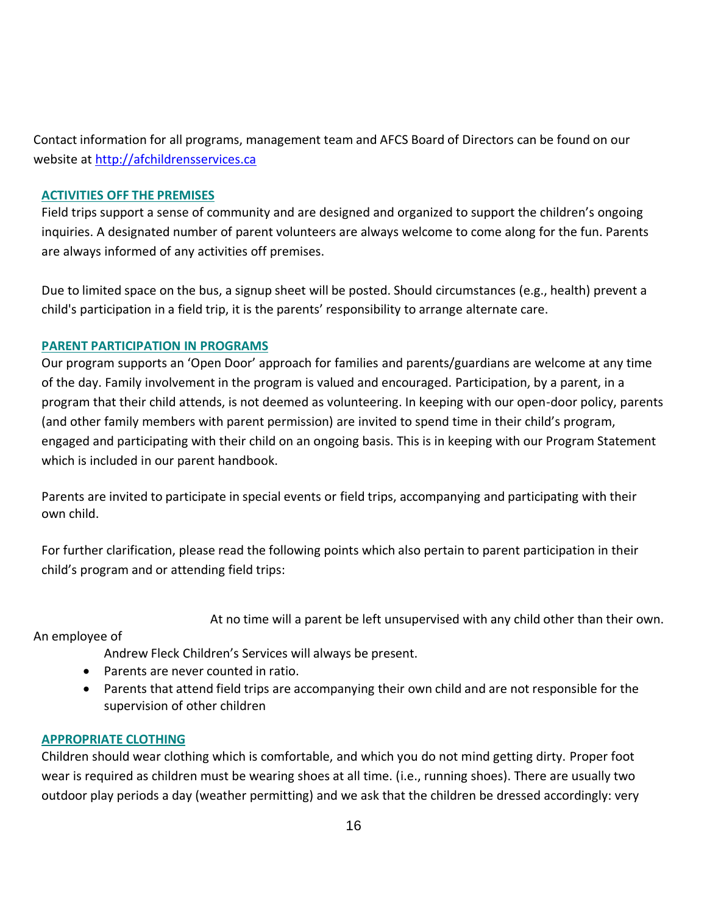Contact information for all programs, management team and AFCS Board of Directors can be found on our website at [http://afchildrensservices.ca](http://afchildrensservices.ca)

## ACTIVITIES OFF THE PREMISES

Field trips support a sense of community and are designed and organized to support the children's ongoing inquiries. A designated number of parent volunteers are always welcome to come along for the fun. Parents are always informed of any activities off premises.

Due to limited space on the bus, a signup sheet will be posted. Should circumstances (e.g., health) prevent a child's participation in a field trip, it is the parents' responsibility to arrange alternate care.

## PARENT PARTICIPATION IN PROGRAMS

Our program supports an 'Open Door' approach for families and parents/guardians are welcome at any time of the day. Family involvement in the program is valued and encouraged. Participation, by a parent, in a program that their child attends, is not deemed as volunteering. In keeping with our open-door policy, parents (and other family members with parent permission) are invited to spend time in their child's program, engaged and participating with their child on an ongoing basis. This is in keeping with our Program Statement which is included in our parent handbook.

Parents are invited to participate in special events or field trips, accompanying and participating with their own child.

For further clarification, please read the following points which also pertain to parent participation in their child's program and or attending field trips:

- At no time will a parent be left unsupervised with any child other than their own. An employee of Andrew Fleck Children's Services will always be present.
- Parents are never counted in ratio.
- Parents that attend field trips are accompanying their own child and are not responsible for the supervision of other children

## APPROPRIATE CLOTHING

Children should wear clothing which is comfortable, and which you do not mind getting dirty. Proper foot wear is required as children must be wearing shoes at all time. (i.e., running shoes). There are usually two outdoor play periods a day (weather permitting) and we ask that the children be dressed accordingly: very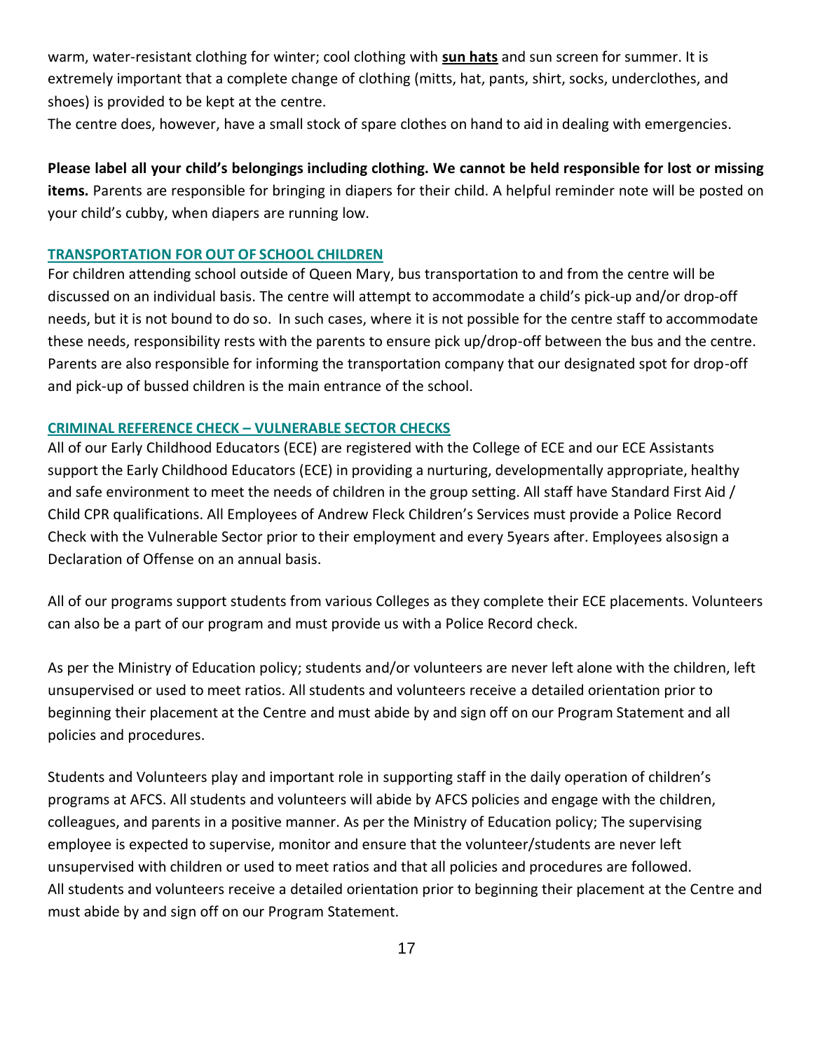warm, water-resistant clothing for winter; cool clothing with **sun hats** and sun screen for summer. It is extremely important that a complete change of clothing (mitts, hat, pants, shirt, socks, underclothes, and shoes) is provided to be kept at the centre.

The centre does, however, have a small stock of spare clothes on hand to aid in dealing with emergencies.

**Please label all your child's belongings including clothing. We cannot be held responsible for lost or missing items.** Parents are responsible for bringing in diapers for their child. A helpful reminder note will be posted on your child's cubby, when diapers are running low.

## TRANSPORTATION FOR OUT OF SCHOOL CHILDREN

For children attending school outside of Queen Mary, bus transportation to and from the centre will be discussed on an individual basis. The centre will attempt to accommodate a child's pick-up and/or drop-off needs, but it is not bound to do so. In such cases, where it is not possible for the centre staff to accommodate these needs, responsibility rests with the parents to ensure pick up/drop-off between the bus and the centre. Parents are also responsible for informing the transportation company that our designated spot for drop-off and pick-up of bussed children is the main entrance of the school.

## CRIMINAL REFERENCE CHECK – VULNERABLE SECTOR CHECKS

All of our Early Childhood Educators (ECE) are registered with the College of ECE and our ECE Assistants support the Early Childhood Educators (ECE) in providing a nurturing, developmentally appropriate, healthy and safe environment to meet the needs of children in the group setting. All staff have Standard First Aid / Child CPR qualifications. All Employees of Andrew Fleck Children's Services must provide a Police Record Check with the Vulnerable Sector prior to their employment and every 5years after. Employees alsosign a Declaration of Offense on an annual basis.

All of our programs support students from various Colleges as they complete their ECE placements. Volunteers can also be a part of our program and must provide us with a Police Record check.

As per the Ministry of Education policy; students and/or volunteers are never left alone with the children, left unsupervised or used to meet ratios. All students and volunteers receive a detailed orientation prior to beginning their placement at the Centre and must abide by and sign off on our Program Statement and all policies and procedures.

Students and Volunteers play and important role in supporting staff in the daily operation of children's programs at AFCS. All students and volunteers will abide by AFCS policies and engage with the children, colleagues, and parents in a positive manner. As per the Ministry of Education policy; The supervising employee is expected to supervise, monitor and ensure that the volunteer/students are never left unsupervised with children or used to meet ratios and that all policies and procedures are followed. All students and volunteers receive a detailed orientation prior to beginning their placement at the Centre and must abide by and sign off on our Program Statement.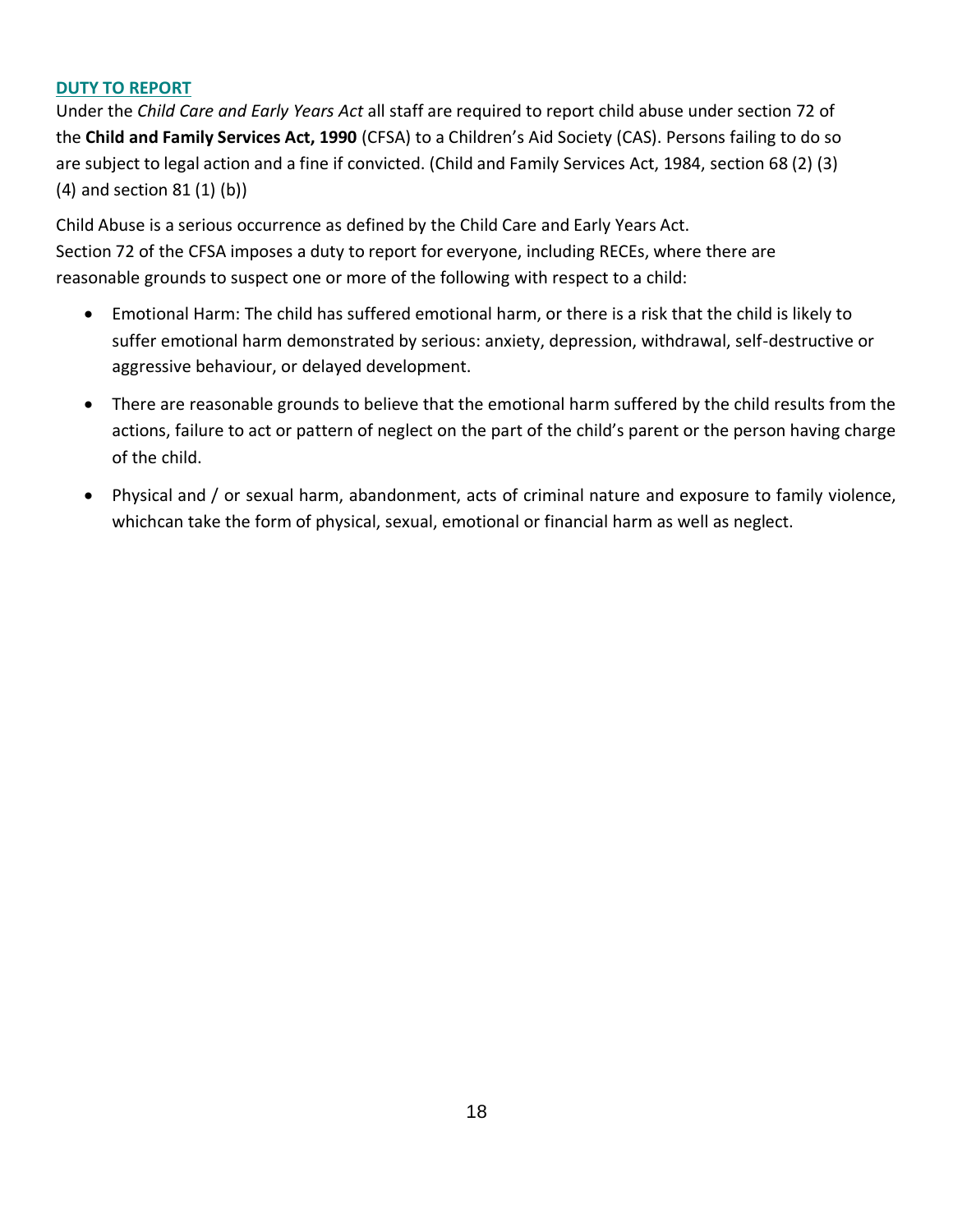## DUTY TO REPORT

Under the *Child Care and Early Years Act* all staff are required to report child abuse under section 72 of the **Child and Family Services Act, 1990** (CFSA) to a Children's Aid Society (CAS). Persons failing to do so are subject to legal action and a fine if convicted. (Child and Family Services Act, 1984, section 68 (2) (3) (4) and section 81 (1) (b))

Child Abuse is a serious occurrence as defined by the Child Care and Early Years Act.
Section 72 of the CFSA imposes a duty to report for everyone, including RECEs, where there are reasonable grounds to suspect one or more of the following with respect to a child:

- Emotional Harm: The child has suffered emotional harm, or there is a risk that the child is likely to suffer emotional harm demonstrated by serious: anxiety, depression, withdrawal, self-destructive or aggressive behaviour, or delayed development.
- There are reasonable grounds to believe that the emotional harm suffered by the child results from the actions, failure to act or pattern of neglect on the part of the child's parent or the person having charge of the child.
- Physical and / or sexual harm, abandonment, acts of criminal nature and exposure to family violence, whichcan take the form of physical, sexual, emotional or financial harm as well as neglect.